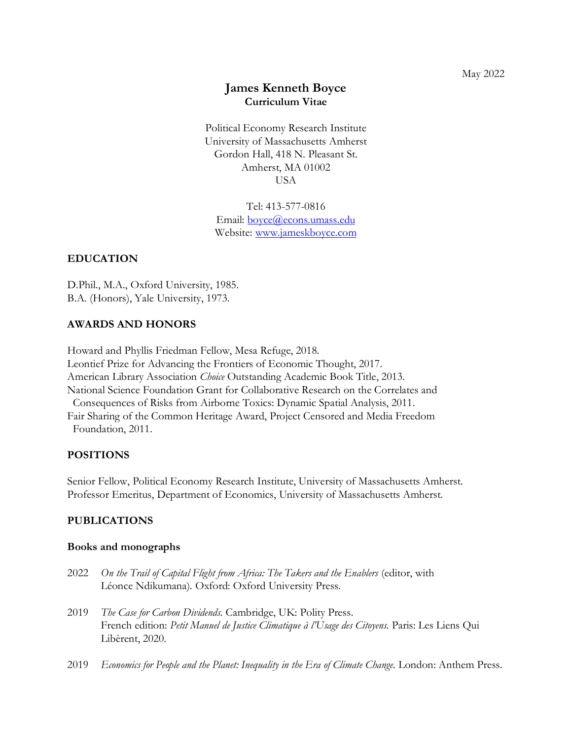May 2022

# James Kenneth Boyce

**Curriculum Vitae**

Political Economy Research Institute
University of Massachusetts Amherst
Gordon Hall, 418 N. Pleasant St.
Amherst, MA 01002
USA

Tel: 413-577-0816
Email: boyce@econs.umass.edu
Website: www.jameskboyce.com

## EDUCATION

D.Phil., M.A., Oxford University, 1985.
B.A. (Honors), Yale University, 1973.

## AWARDS AND HONORS

Howard and Phyllis Friedman Fellow, Mesa Refuge, 2018.
Leontief Prize for Advancing the Frontiers of Economic Thought, 2017.
American Library Association *Choice* Outstanding Academic Book Title, 2013.
National Science Foundation Grant for Collaborative Research on the Correlates and Consequences of Risks from Airborne Toxics: Dynamic Spatial Analysis, 2011.
Fair Sharing of the Common Heritage Award, Project Censored and Media Freedom Foundation, 2011.

## POSITIONS

Senior Fellow, Political Economy Research Institute, University of Massachusetts Amherst.
Professor Emeritus, Department of Economics, University of Massachusetts Amherst.

## PUBLICATIONS

### Books and monographs

2022 *On the Trail of Capital Flight from Africa: The Takers and the Enablers* (editor, with Léonce Ndikumana). Oxford: Oxford University Press.

2019 *The Case for Carbon Dividends.* Cambridge, UK: Polity Press.
French edition: *Petit Manuel de Justice Climatique à l'Usage des Citoyens.* Paris: Les Liens Qui Libèrent, 2020.

2019 *Economics for People and the Planet: Inequality in the Era of Climate Change.* London: Anthem Press.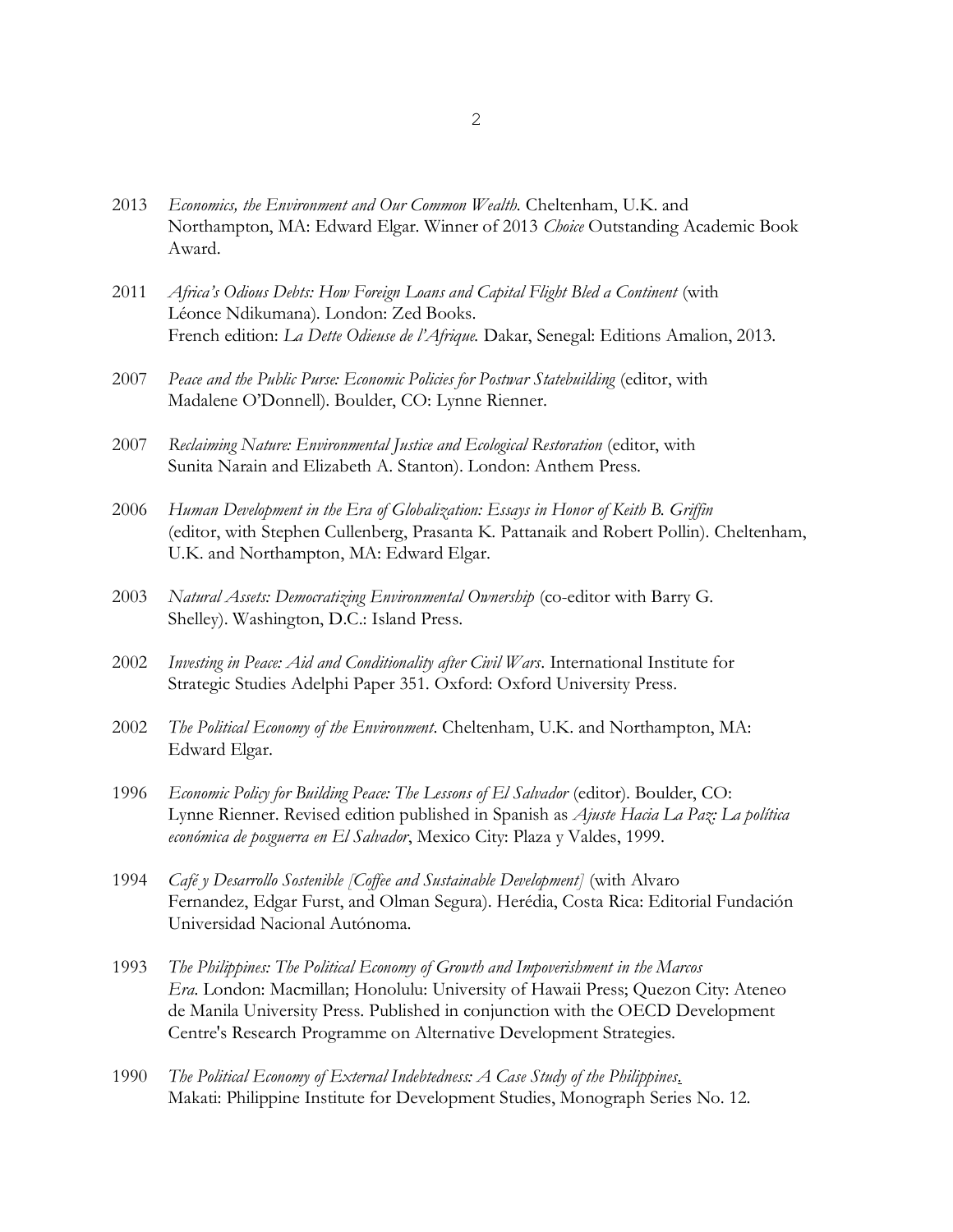2013 *Economics, the Environment and Our Common Wealth*. Cheltenham, U.K. and Northampton, MA: Edward Elgar. Winner of 2013 *Choice* Outstanding Academic Book Award.

2011 *Africa's Odious Debts: How Foreign Loans and Capital Flight Bled a Continent* (with Léonce Ndikumana). London: Zed Books.
French edition: *La Dette Odieuse de l'Afrique.* Dakar, Senegal: Editions Amalion, 2013.

2007 *Peace and the Public Purse: Economic Policies for Postwar Statebuilding* (editor, with Madalene O'Donnell). Boulder, CO: Lynne Rienner.

2007 *Reclaiming Nature: Environmental Justice and Ecological Restoration* (editor, with Sunita Narain and Elizabeth A. Stanton). London: Anthem Press.

2006 *Human Development in the Era of Globalization: Essays in Honor of Keith B. Griffin* (editor, with Stephen Cullenberg, Prasanta K. Pattanaik and Robert Pollin). Cheltenham, U.K. and Northampton, MA: Edward Elgar.

2003 *Natural Assets: Democratizing Environmental Ownership* (co-editor with Barry G. Shelley). Washington, D.C.: Island Press.

2002 *Investing in Peace: Aid and Conditionality after Civil Wars*. International Institute for Strategic Studies Adelphi Paper 351. Oxford: Oxford University Press.

2002 *The Political Economy of the Environment*. Cheltenham, U.K. and Northampton, MA: Edward Elgar.

1996 *Economic Policy for Building Peace: The Lessons of El Salvador* (editor). Boulder, CO: Lynne Rienner. Revised edition published in Spanish as *Ajuste Hacia La Paz: La política económica de posguerra en El Salvador*, Mexico City: Plaza y Valdes, 1999.

1994 *Café y Desarrollo Sostenible [Coffee and Sustainable Development]* (with Alvaro Fernandez, Edgar Furst, and Olman Segura). Herédia, Costa Rica: Editorial Fundación Universidad Nacional Autónoma.

1993 *The Philippines: The Political Economy of Growth and Impoverishment in the Marcos Era*. London: Macmillan; Honolulu: University of Hawaii Press; Quezon City: Ateneo de Manila University Press. Published in conjunction with the OECD Development Centre's Research Programme on Alternative Development Strategies.

1990 *The Political Economy of External Indebtedness: A Case Study of the Philippines*. Makati: Philippine Institute for Development Studies, Monograph Series No. 12.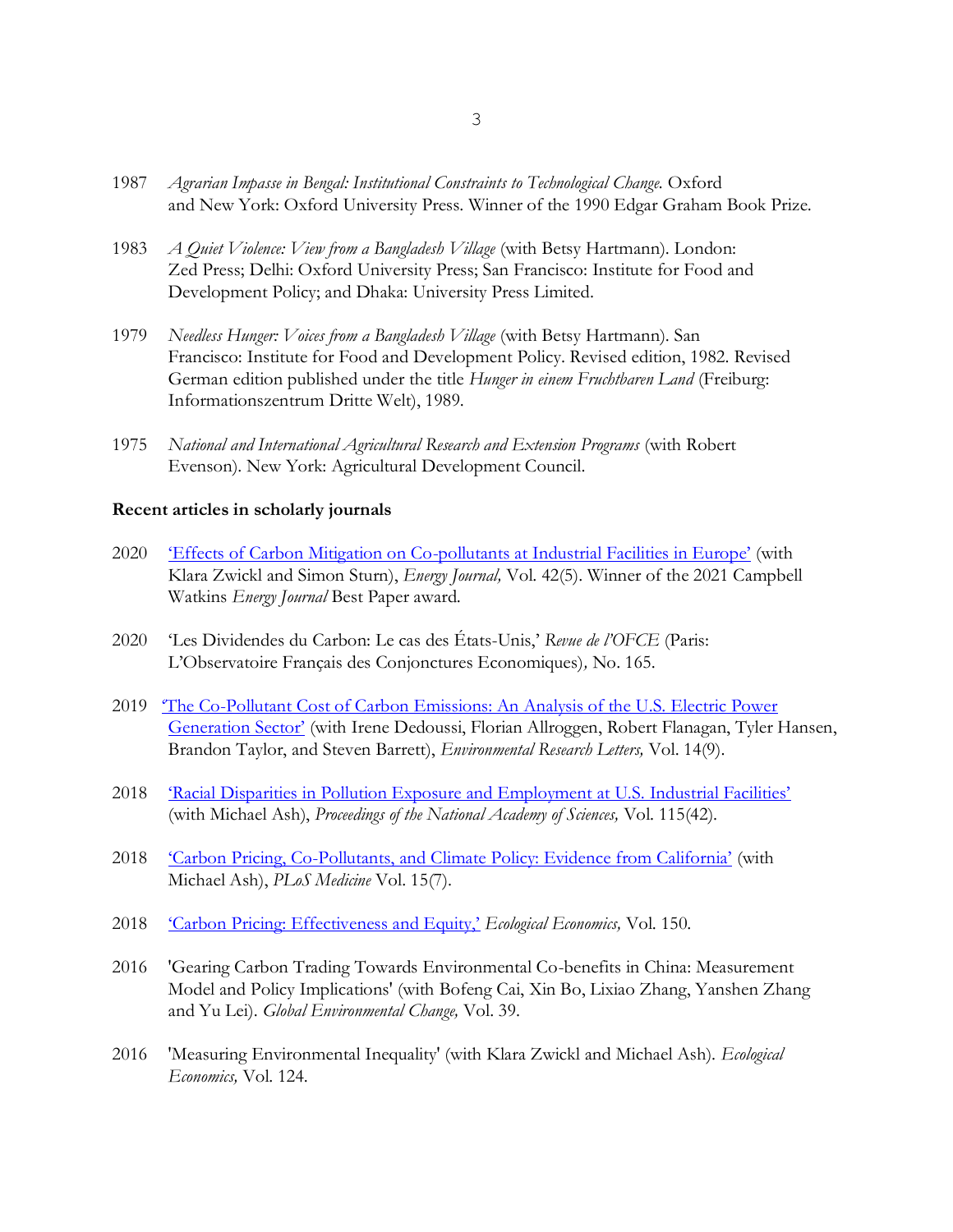1987 *Agrarian Impasse in Bengal: Institutional Constraints to Technological Change.* Oxford and New York: Oxford University Press. Winner of the 1990 Edgar Graham Book Prize.

1983 *A Quiet Violence: View from a Bangladesh Village* (with Betsy Hartmann). London: Zed Press; Delhi: Oxford University Press; San Francisco: Institute for Food and Development Policy; and Dhaka: University Press Limited.

1979 *Needless Hunger: Voices from a Bangladesh Village* (with Betsy Hartmann). San Francisco: Institute for Food and Development Policy. Revised edition, 1982. Revised German edition published under the title *Hunger in einem Fruchtbaren Land* (Freiburg: Informationszentrum Dritte Welt), 1989.

1975 *National and International Agricultural Research and Extension Programs* (with Robert Evenson). New York: Agricultural Development Council.

**Recent articles in scholarly journals**

2020 'Effects of Carbon Mitigation on Co-pollutants at Industrial Facilities in Europe' (with Klara Zwickl and Simon Sturn), *Energy Journal,* Vol. 42(5). Winner of the 2021 Campbell Watkins *Energy Journal* Best Paper award.

2020 'Les Dividendes du Carbon: Le cas des États-Unis,' *Revue de l'OFCE* (Paris: L'Observatoire Français des Conjonctures Economiques), No. 165.

2019 'The Co-Pollutant Cost of Carbon Emissions: An Analysis of the U.S. Electric Power Generation Sector' (with Irene Dedoussi, Florian Allroggen, Robert Flanagan, Tyler Hansen, Brandon Taylor, and Steven Barrett), *Environmental Research Letters,* Vol. 14(9).

2018 'Racial Disparities in Pollution Exposure and Employment at U.S. Industrial Facilities' (with Michael Ash), *Proceedings of the National Academy of Sciences,* Vol. 115(42).

2018 'Carbon Pricing, Co-Pollutants, and Climate Policy: Evidence from California' (with Michael Ash), *PLoS Medicine* Vol. 15(7).

2018 'Carbon Pricing: Effectiveness and Equity,' *Ecological Economics,* Vol. 150.

2016 'Gearing Carbon Trading Towards Environmental Co-benefits in China: Measurement Model and Policy Implications' (with Bofeng Cai, Xin Bo, Lixiao Zhang, Yanshen Zhang and Yu Lei). *Global Environmental Change,* Vol. 39.

2016 'Measuring Environmental Inequality' (with Klara Zwickl and Michael Ash). *Ecological Economics,* Vol. 124.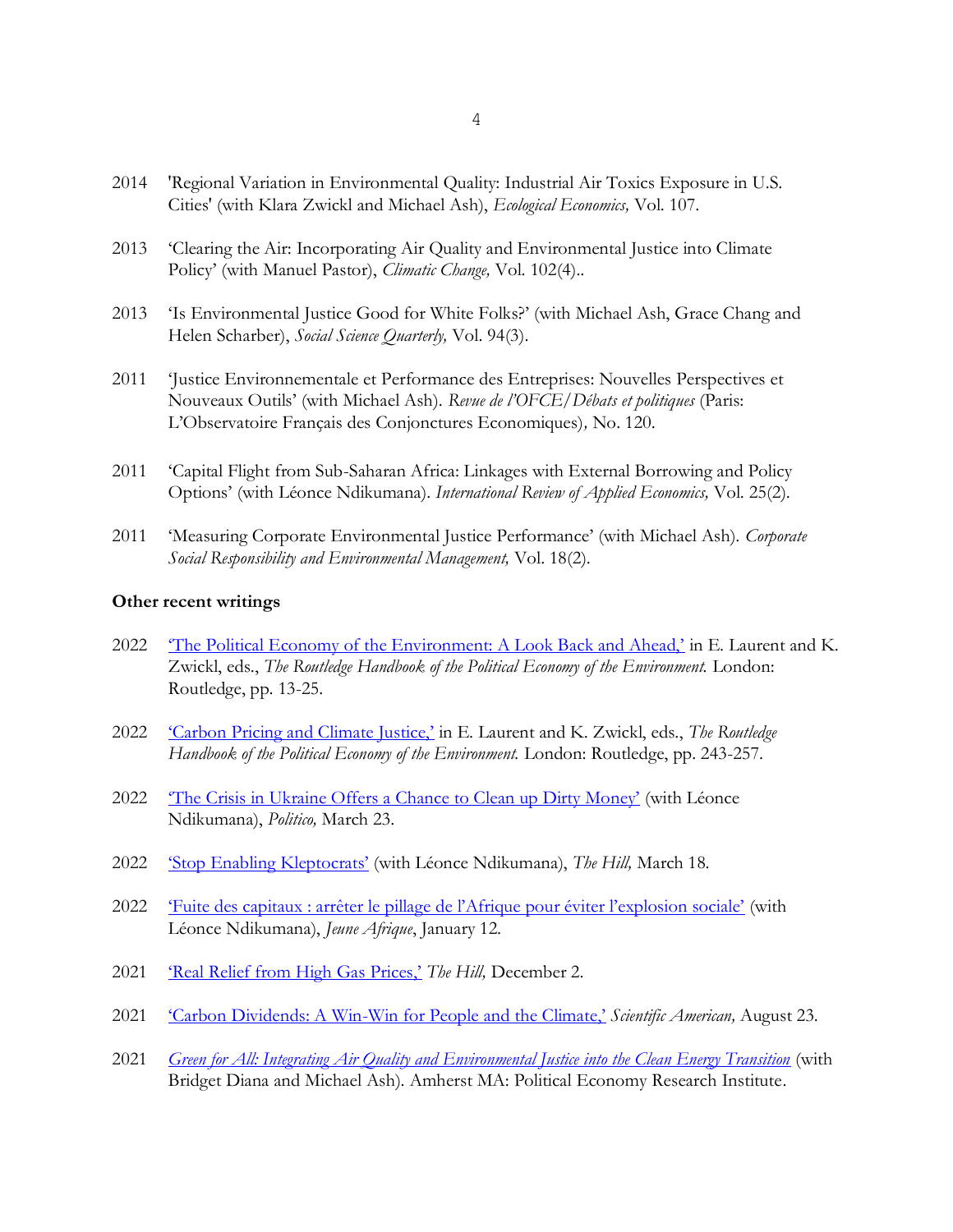2014 'Regional Variation in Environmental Quality: Industrial Air Toxics Exposure in U.S. Cities' (with Klara Zwickl and Michael Ash), *Ecological Economics,* Vol. 107.

2013 'Clearing the Air: Incorporating Air Quality and Environmental Justice into Climate Policy' (with Manuel Pastor), *Climatic Change,* Vol. 102(4)..

2013 'Is Environmental Justice Good for White Folks?' (with Michael Ash, Grace Chang and Helen Scharber), *Social Science Quarterly,* Vol. 94(3).

2011 'Justice Environnementale et Performance des Entreprises: Nouvelles Perspectives et Nouveaux Outils' (with Michael Ash). *Revue de l'OFCE/Débats et politiques* (Paris: L'Observatoire Français des Conjonctures Economiques)*,* No. 120.

2011 'Capital Flight from Sub-Saharan Africa: Linkages with External Borrowing and Policy Options' (with Léonce Ndikumana). *International Review of Applied Economics,* Vol. 25(2).

2011 'Measuring Corporate Environmental Justice Performance' (with Michael Ash). *Corporate Social Responsibility and Environmental Management,* Vol. 18(2).

**Other recent writings**

2022 'The Political Economy of the Environment: A Look Back and Ahead,' in E. Laurent and K. Zwickl, eds., *The Routledge Handbook of the Political Economy of the Environment.* London: Routledge, pp. 13-25.

2022 'Carbon Pricing and Climate Justice,' in E. Laurent and K. Zwickl, eds., *The Routledge Handbook of the Political Economy of the Environment.* London: Routledge, pp. 243-257.

2022 'The Crisis in Ukraine Offers a Chance to Clean up Dirty Money' (with Léonce Ndikumana), *Politico,* March 23.

2022 'Stop Enabling Kleptocrats' (with Léonce Ndikumana), *The Hill,* March 18.

2022 'Fuite des capitaux : arrêter le pillage de l'Afrique pour éviter l'explosion sociale' (with Léonce Ndikumana), *Jeune Afrique*, January 12.

2021 'Real Relief from High Gas Prices,' *The Hill,* December 2.

2021 'Carbon Dividends: A Win-Win for People and the Climate,' *Scientific American,* August 23.

2021 *Green for All: Integrating Air Quality and Environmental Justice into the Clean Energy Transition* (with Bridget Diana and Michael Ash). Amherst MA: Political Economy Research Institute.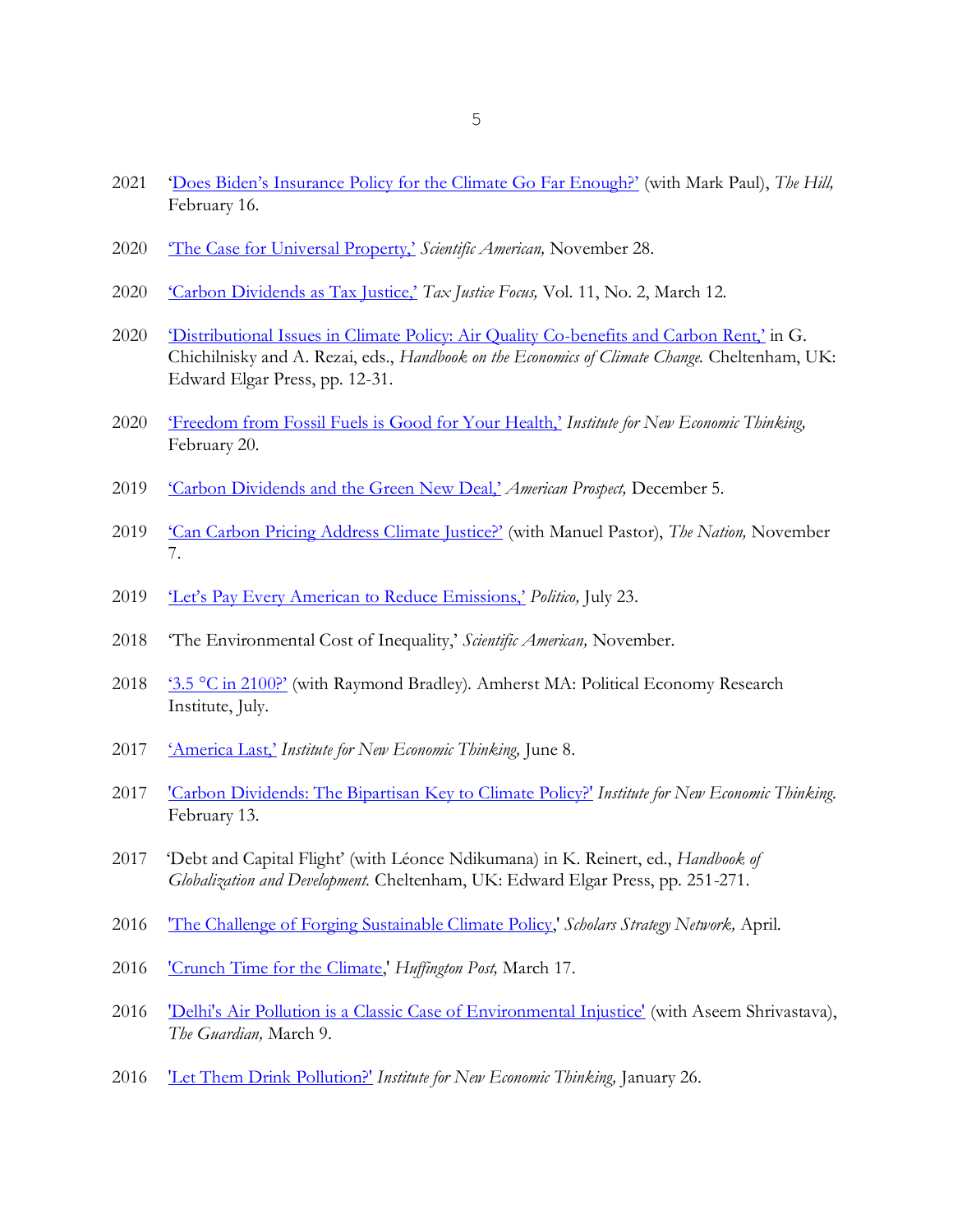2021 '[Does Biden's Insurance Policy for the Climate Go Far Enough?'] (with Mark Paul), *The Hill,* February 16.

2020 ['The Case for Universal Property,'] *Scientific American,* November 28.

2020 ['Carbon Dividends as Tax Justice,'] *Tax Justice Focus,* Vol. 11, No. 2, March 12.

2020 ['Distributional Issues in Climate Policy: Air Quality Co-benefits and Carbon Rent,'] in G. Chichilnisky and A. Rezai, eds., *Handbook on the Economics of Climate Change.* Cheltenham, UK: Edward Elgar Press, pp. 12-31.

2020 ['Freedom from Fossil Fuels is Good for Your Health,'] *Institute for New Economic Thinking,* February 20.

2019 ['Carbon Dividends and the Green New Deal,'] *American Prospect,* December 5.

2019 ['Can Carbon Pricing Address Climate Justice?'] (with Manuel Pastor), *The Nation,* November 7.

2019 ['Let's Pay Every American to Reduce Emissions,'] *Politico,* July 23.

2018 'The Environmental Cost of Inequality,' *Scientific American,* November.

2018 ['3.5 °C in 2100?'] (with Raymond Bradley). Amherst MA: Political Economy Research Institute, July.

2017 ['America Last,'] *Institute for New Economic Thinking,* June 8.

2017 ['Carbon Dividends: The Bipartisan Key to Climate Policy?'] *Institute for New Economic Thinking.* February 13.

2017 'Debt and Capital Flight' (with Léonce Ndikumana) in K. Reinert, ed., *Handbook of Globalization and Development.* Cheltenham, UK: Edward Elgar Press, pp. 251-271.

2016 ['The Challenge of Forging Sustainable Climate Policy,'] *Scholars Strategy Network,* April.

2016 ['Crunch Time for the Climate,'] *Huffington Post,* March 17.

2016 ['Delhi's Air Pollution is a Classic Case of Environmental Injustice'] (with Aseem Shrivastava), *The Guardian,* March 9.

2016 ['Let Them Drink Pollution?'] *Institute for New Economic Thinking,* January 26.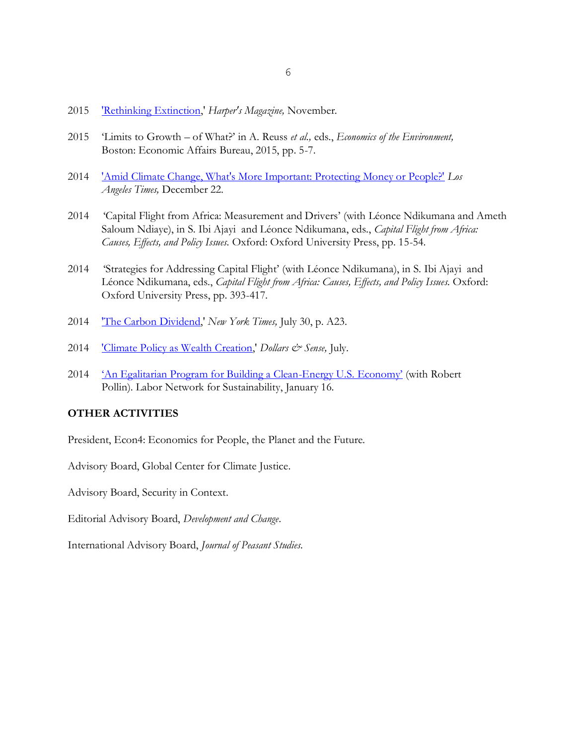2015 'Rethinking Extinction,' *Harper's Magazine,* November.

2015 'Limits to Growth – of What?' in A. Reuss *et al.,* eds., *Economics of the Environment,* Boston: Economic Affairs Bureau, 2015, pp. 5-7.

2014 'Amid Climate Change, What's More Important: Protecting Money or People?' *Los Angeles Times,* December 22.

2014 'Capital Flight from Africa: Measurement and Drivers' (with Léonce Ndikumana and Ameth Saloum Ndiaye), in S. Ibi Ajayi and Léonce Ndikumana, eds., *Capital Flight from Africa: Causes, Effects, and Policy Issues.* Oxford: Oxford University Press, pp. 15-54.

2014 'Strategies for Addressing Capital Flight' (with Léonce Ndikumana), in S. Ibi Ajayi and Léonce Ndikumana, eds., *Capital Flight from Africa: Causes, Effects, and Policy Issues.* Oxford: Oxford University Press, pp. 393-417.

2014 'The Carbon Dividend,' *New York Times,* July 30, p. A23.

2014 'Climate Policy as Wealth Creation,' *Dollars & Sense,* July.

2014 'An Egalitarian Program for Building a Clean-Energy U.S. Economy' (with Robert Pollin). Labor Network for Sustainability, January 16.

**OTHER ACTIVITIES**

President, Econ4: Economics for People, the Planet and the Future.

Advisory Board, Global Center for Climate Justice.

Advisory Board, Security in Context.

Editorial Advisory Board, *Development and Change*.

International Advisory Board, *Journal of Peasant Studies*.